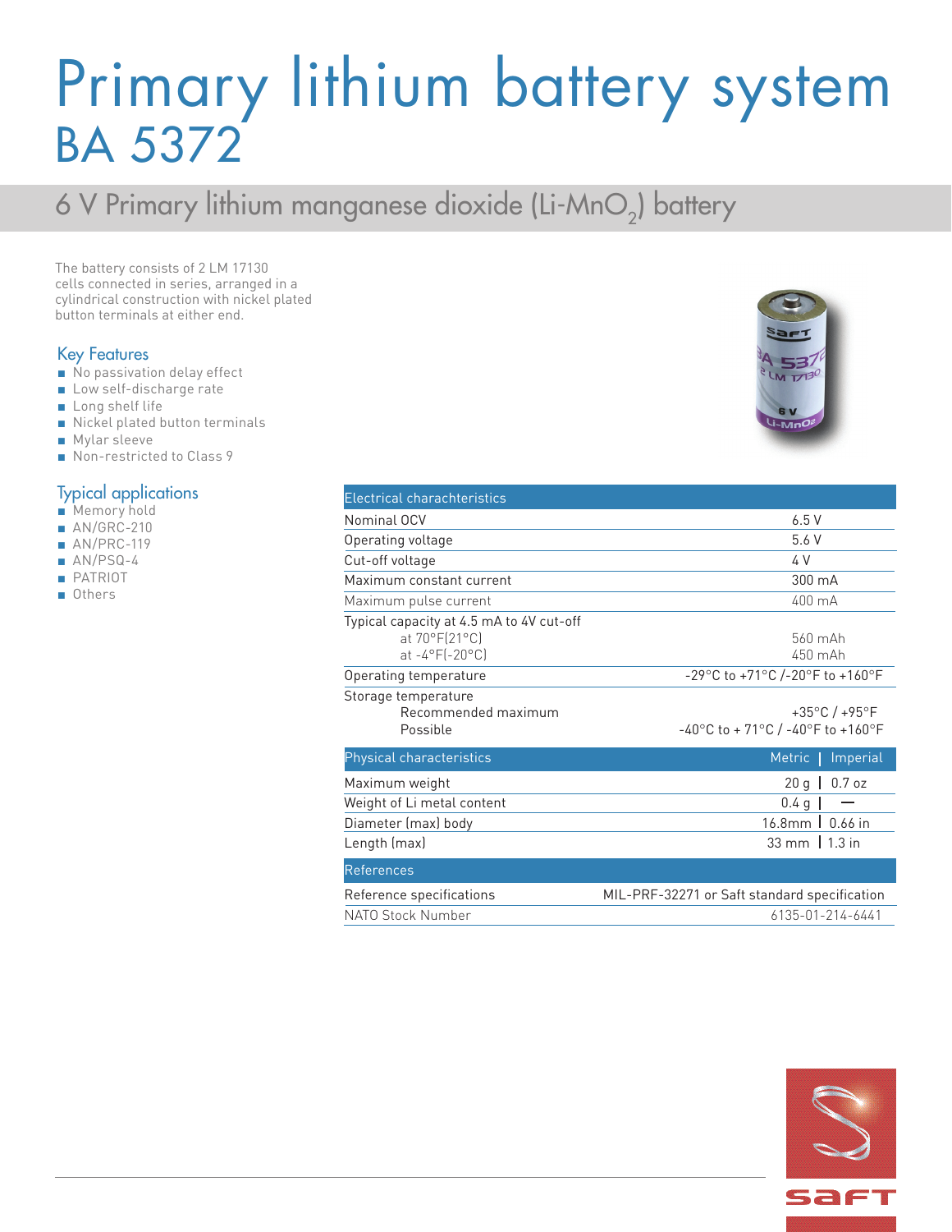# Primary lithium battery system BA 5372

## 6 V Primary lithium manganese dioxide (Li-$MnO_2$) battery

The battery consists of 2 LM 17130 cells connected in series, arranged in a cylindrical construction with nickel plated button terminals at either end.

### Key Features

- No passivation delay effect
- Low self-discharge rate
- Long shelf life
- Nickel plated button terminals
- Mylar sleeve
- Non-restricted to Class 9

### Typical applications

- Memory hold
- AN/GRC-210
- AN/PRC-119
- AN/PSQ-4
- PATRIOT
- Others

| Electrical charachteristics | |
|---|---|
| Nominal OCV | 6.5 V |
| Operating voltage | 5.6 V |
| Cut-off voltage | 4 V |
| Maximum constant current | 300 mA |
| Maximum pulse current | 400 mA |
| Typical capacity at 4.5 mA to 4V cut-off | |
| at 70°F(21°C) | 560 mAh |
| at -4°F(-20°C) | 450 mAh |
| Operating temperature | -29°C to +71°C /-20°F to +160°F |
| Storage temperature | |
| Recommended maximum | +35°C / +95°F |
| Possible | -40°C to + 71°C / -40°F to +160°F |

| Physical characteristics | Metric | Imperial |
|---|---|---|
| Maximum weight | 20 g | 0.7 oz |
| Weight of Li metal content | 0.4 g | — |
| Diameter (max) body | 16.8mm | 0.66 in |
| Length (max) | 33 mm | 1.3 in |

| References | |
|---|---|
| Reference specifications | MIL-PRF-32271 or Saft standard specification |
| NATO Stock Number | 6135-01-214-6441 |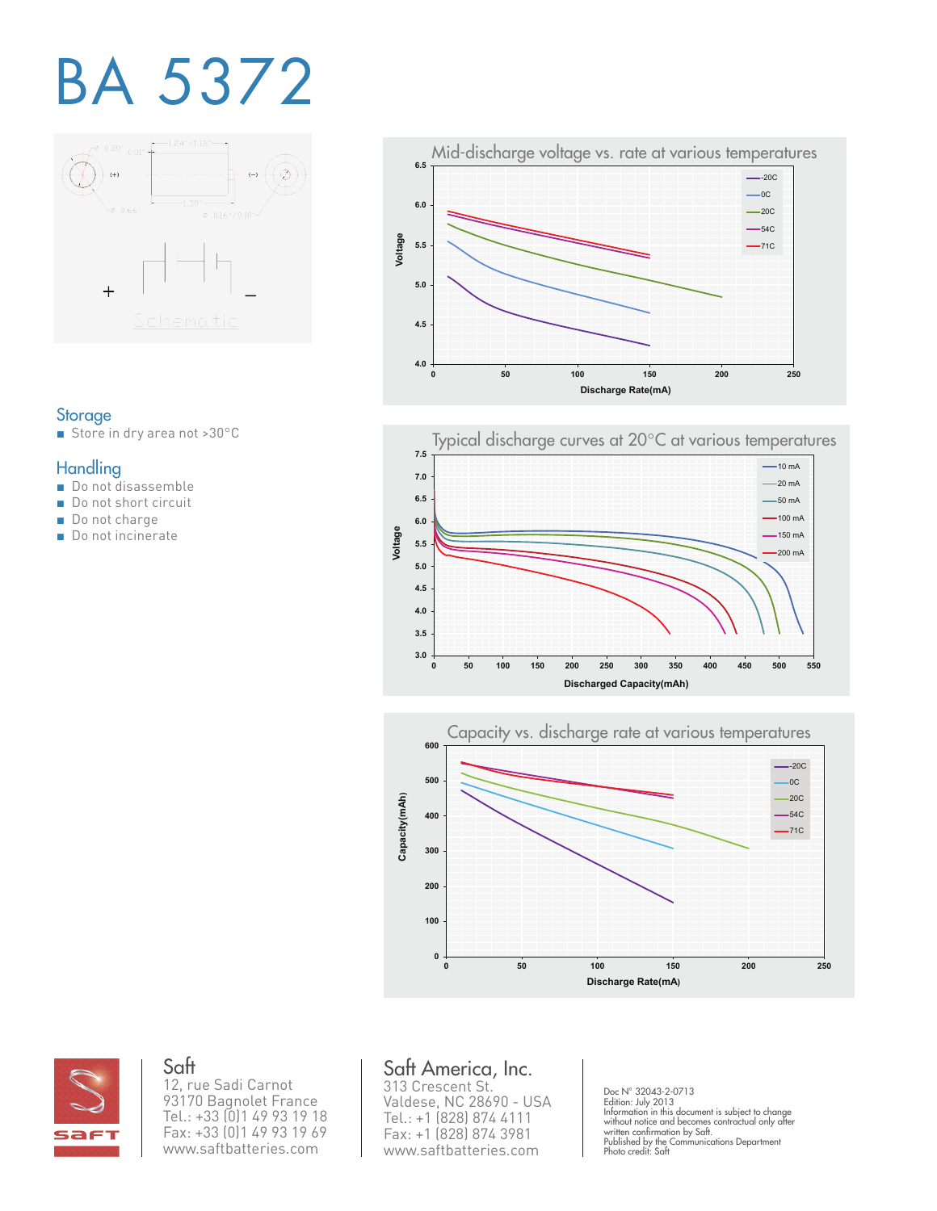# BA 5372

Ø 0.20" 0.01" 1.24"/1.18" (+) (–) Ø 0.66" 1.30" Ø 0.16"/0.10"

+ –

Schematic

## Storage

- Store in dry area not >30°C

## Handling

- Do not disassemble
- Do not short circuit
- Do not charge
- Do not incinerate

Mid-discharge voltage vs. rate at various temperatures

Voltage

6.5
6.0
5.5
5.0
4.5
4.0

0 50 100 150 200 250

Discharge Rate(mA)

-20C
0C
20C
54C
71C

Typical discharge curves at 20°C at various temperatures

Voltage

7.5
7.0
6.5
6.0
5.5
5.0
4.5
4.0
3.5
3.0

0 50 100 150 200 250 300 350 400 450 500 550

Discharged Capacity(mAh)

10 mA
20 mA
50 mA
100 mA
150 mA
200 mA

Capacity vs. discharge rate at various temperatures

Capacity(mAh)

600
500
400
300
200
100
0

0 50 100 150 200 250

Discharge Rate(mA)

-20C
0C
20C
54C
71C

saft

**Saft**
12, rue Sadi Carnot
93170 Bagnolet France
Tel.: +33 (0)1 49 93 19 18
Fax: +33 (0)1 49 93 19 69
www.saftbatteries.com

**Saft America, Inc.**
313 Crescent St.
Valdese, NC 28690 - USA
Tel.: +1 (828) 874 4111
Fax: +1 (828) 874 3981
www.saftbatteries.com

Doc N° 32043-2-0713
Edition: July 2013
Information in this document is subject to change without notice and becomes contractual only after written confirmation by Saft.
Published by the Communications Department
Photo credit: Saft